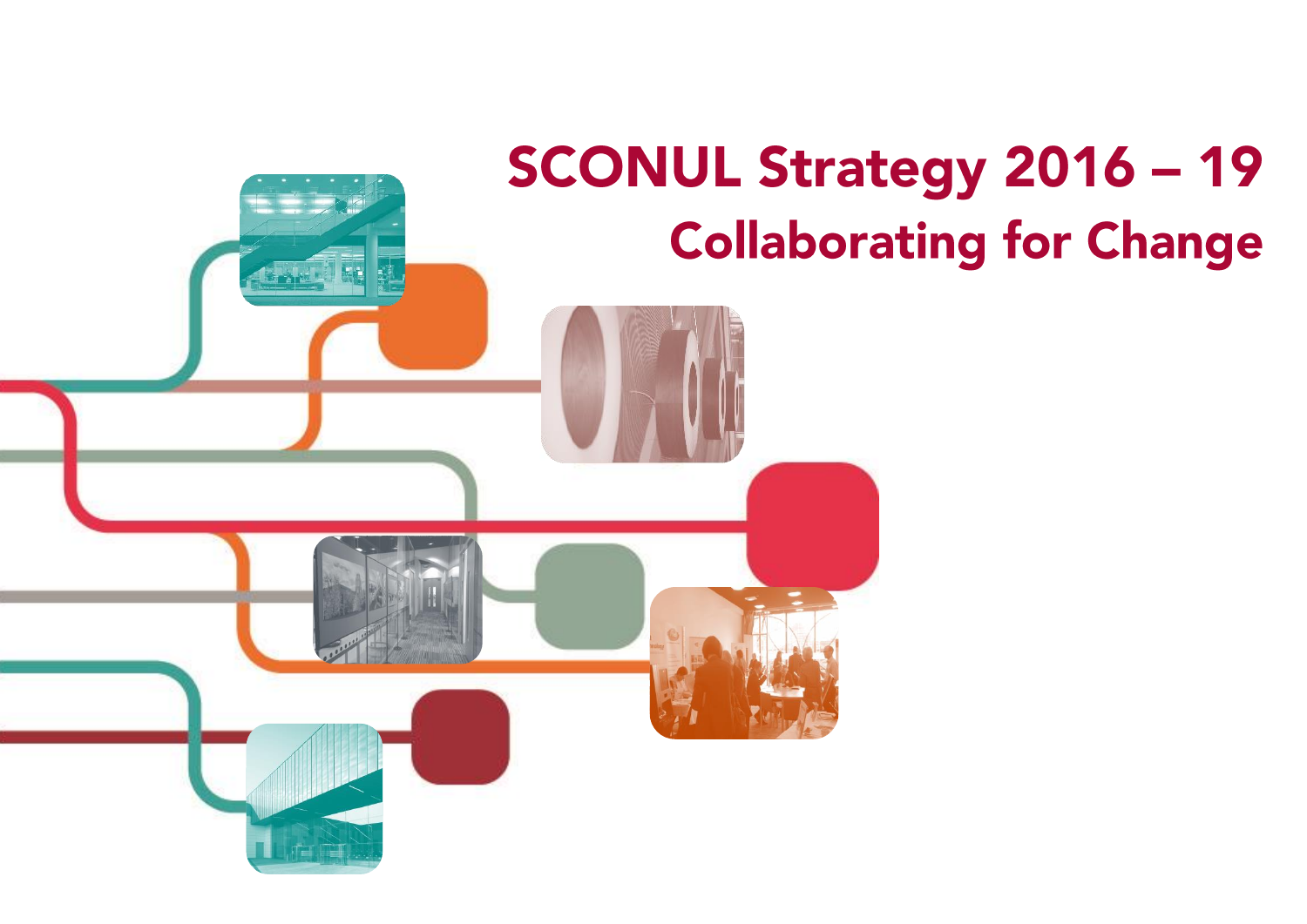# SCONUL Strategy 2016 – 19

## Collaborating for Change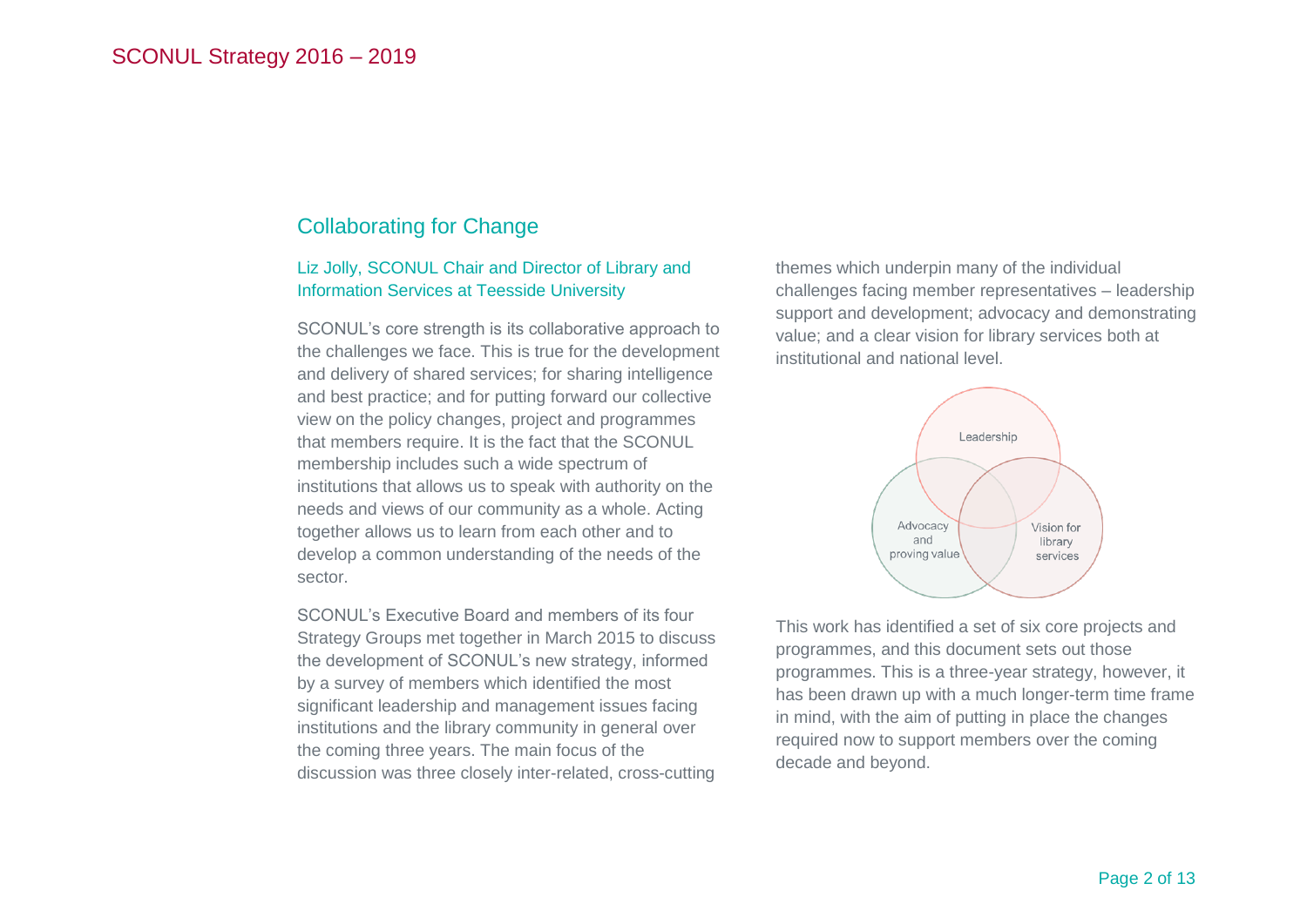## Collaborating for Change

Liz Jolly, SCONUL Chair and Director of Library and Information Services at Teesside University

SCONUL's core strength is its collaborative approach to the challenges we face. This is true for the development and delivery of shared services; for sharing intelligence and best practice; and for putting forward our collective view on the policy changes, project and programmes that members require. It is the fact that the SCONUL membership includes such a wide spectrum of institutions that allows us to speak with authority on the needs and views of our community as a whole. Acting together allows us to learn from each other and to develop a common understanding of the needs of the sector.

SCONUL's Executive Board and members of its four Strategy Groups met together in March 2015 to discuss the development of SCONUL's new strategy, informed by a survey of members which identified the most significant leadership and management issues facing institutions and the library community in general over the coming three years. The main focus of the discussion was three closely inter-related, cross-cutting themes which underpin many of the individual challenges facing member representatives – leadership support and development; advocacy and demonstrating value; and a clear vision for library services both at institutional and national level.

Leadership

Advocacy and proving value

Vision for library services

This work has identified a set of six core projects and programmes, and this document sets out those programmes. This is a three-year strategy, however, it has been drawn up with a much longer-term time frame in mind, with the aim of putting in place the changes required now to support members over the coming decade and beyond.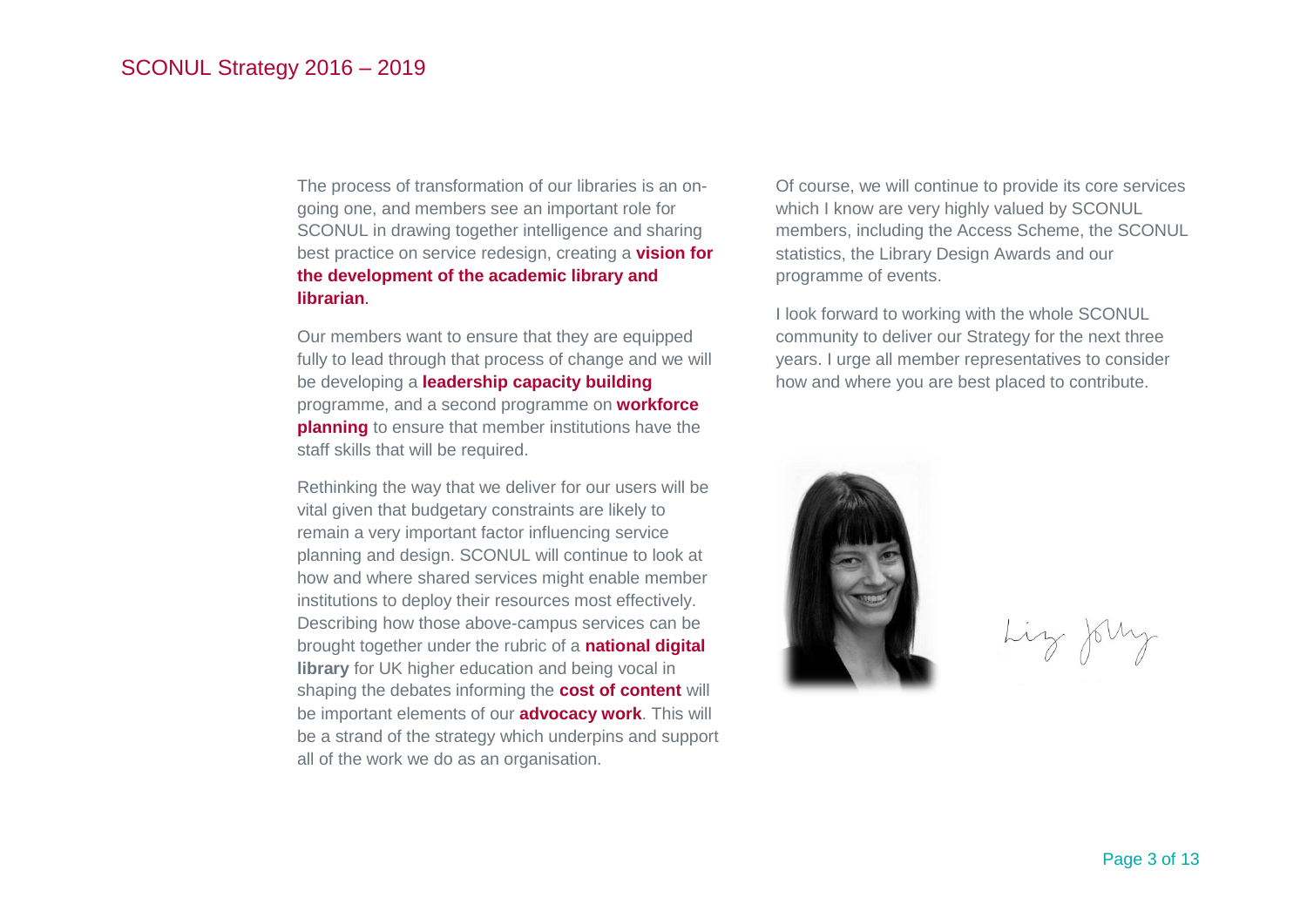The process of transformation of our libraries is an on-going one, and members see an important role for SCONUL in drawing together intelligence and sharing best practice on service redesign, creating a **vision for the development of the academic library and librarian**.

Our members want to ensure that they are equipped fully to lead through that process of change and we will be developing a **leadership capacity building** programme, and a second programme on **workforce planning** to ensure that member institutions have the staff skills that will be required.

Rethinking the way that we deliver for our users will be vital given that budgetary constraints are likely to remain a very important factor influencing service planning and design. SCONUL will continue to look at how and where shared services might enable member institutions to deploy their resources most effectively. Describing how those above-campus services can be brought together under the rubric of a **national digital library** for UK higher education and being vocal in shaping the debates informing the **cost of content** will be important elements of our **advocacy work**. This will be a strand of the strategy which underpins and support all of the work we do as an organisation.

Of course, we will continue to provide its core services which I know are very highly valued by SCONUL members, including the Access Scheme, the SCONUL statistics, the Library Design Awards and our programme of events.

I look forward to working with the whole SCONUL community to deliver our Strategy for the next three years. I urge all member representatives to consider how and where you are best placed to contribute.

Liz Jolly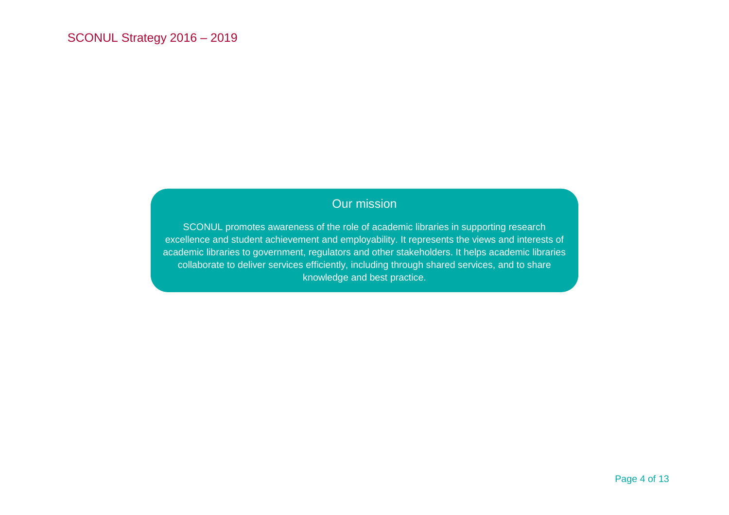## Our mission

SCONUL promotes awareness of the role of academic libraries in supporting research excellence and student achievement and employability. It represents the views and interests of academic libraries to government, regulators and other stakeholders. It helps academic libraries collaborate to deliver services efficiently, including through shared services, and to share knowledge and best practice.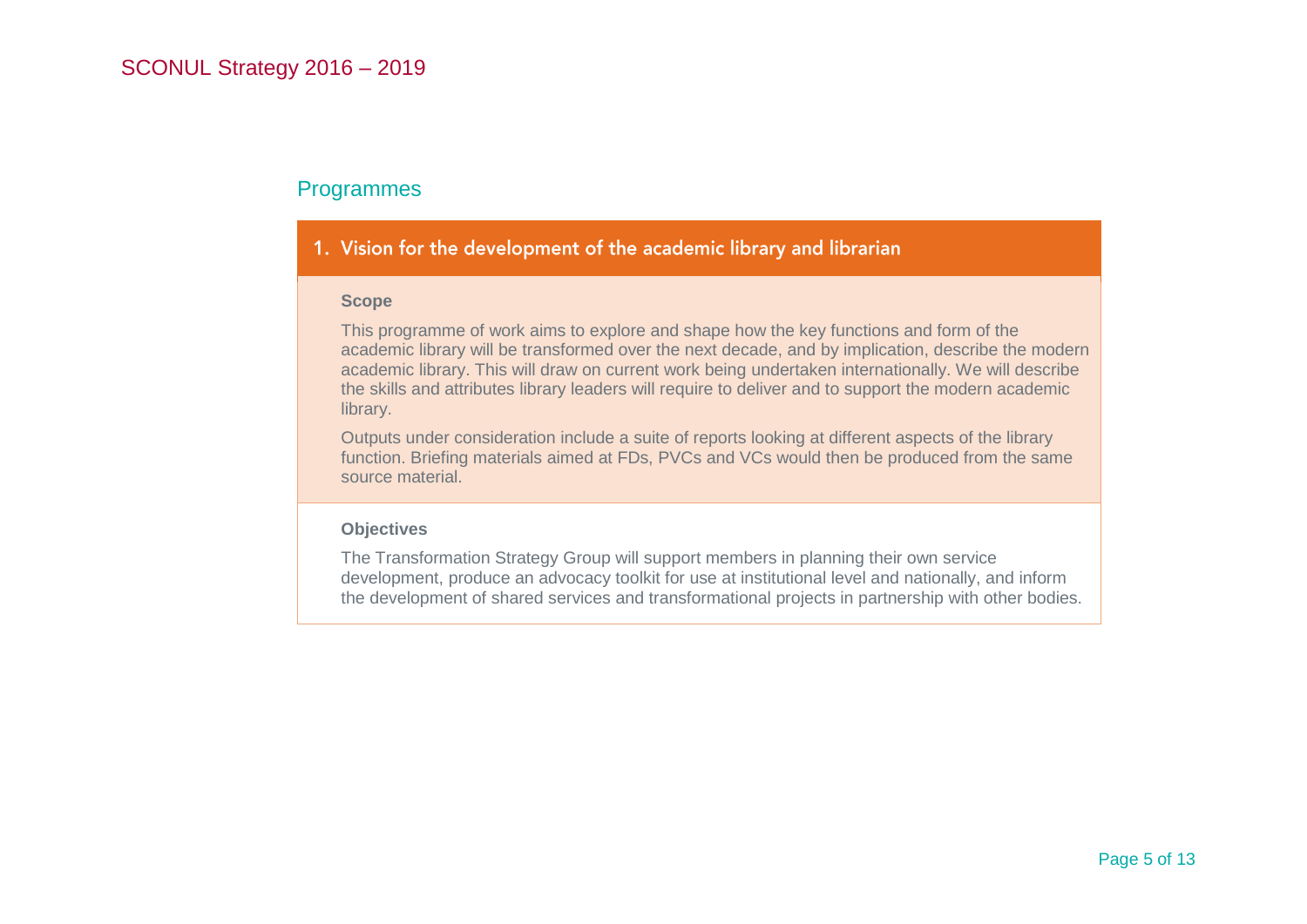## Programmes

### 1. Vision for the development of the academic library and librarian

**Scope**

This programme of work aims to explore and shape how the key functions and form of the academic library will be transformed over the next decade, and by implication, describe the modern academic library. This will draw on current work being undertaken internationally. We will describe the skills and attributes library leaders will require to deliver and to support the modern academic library.

Outputs under consideration include a suite of reports looking at different aspects of the library function. Briefing materials aimed at FDs, PVCs and VCs would then be produced from the same source material.

**Objectives**

The Transformation Strategy Group will support members in planning their own service development, produce an advocacy toolkit for use at institutional level and nationally, and inform the development of shared services and transformational projects in partnership with other bodies.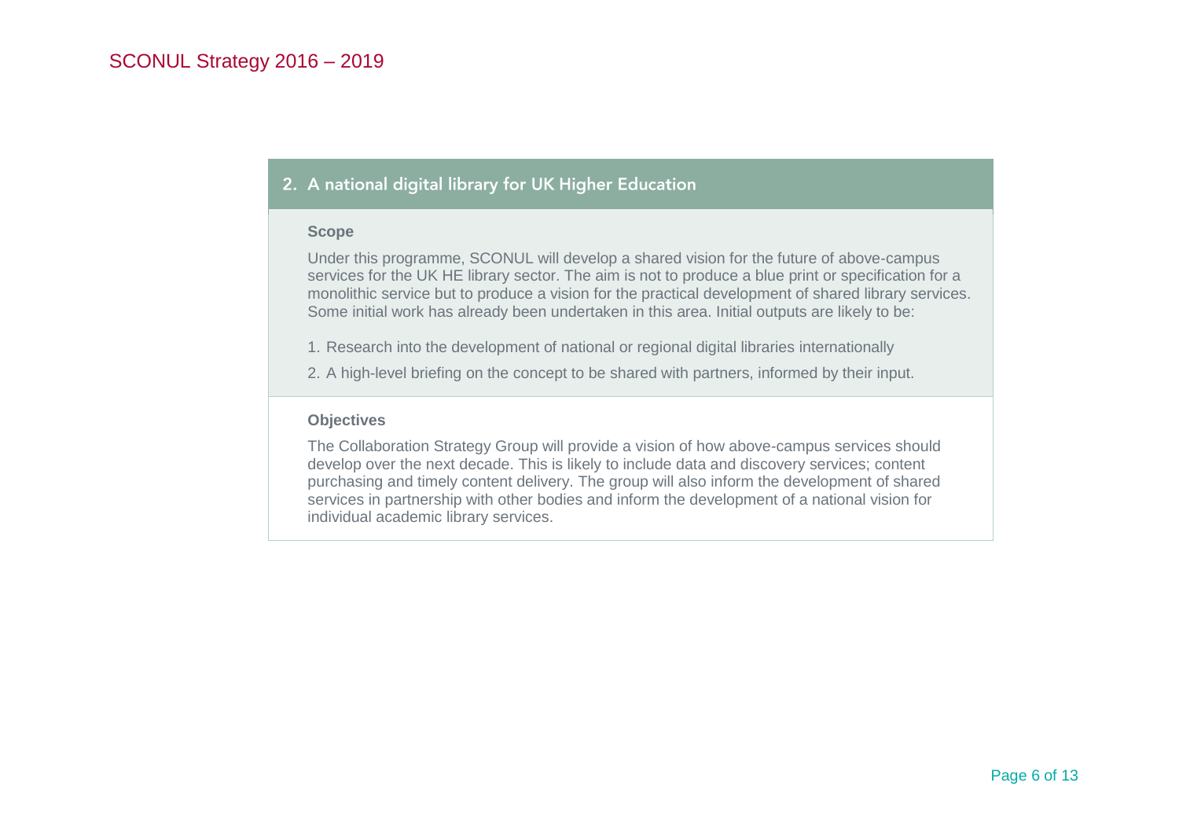## 2. A national digital library for UK Higher Education

### Scope

Under this programme, SCONUL will develop a shared vision for the future of above-campus services for the UK HE library sector. The aim is not to produce a blue print or specification for a monolithic service but to produce a vision for the practical development of shared library services. Some initial work has already been undertaken in this area. Initial outputs are likely to be:

1. Research into the development of national or regional digital libraries internationally
2. A high-level briefing on the concept to be shared with partners, informed by their input.

### Objectives

The Collaboration Strategy Group will provide a vision of how above-campus services should develop over the next decade. This is likely to include data and discovery services; content purchasing and timely content delivery. The group will also inform the development of shared services in partnership with other bodies and inform the development of a national vision for individual academic library services.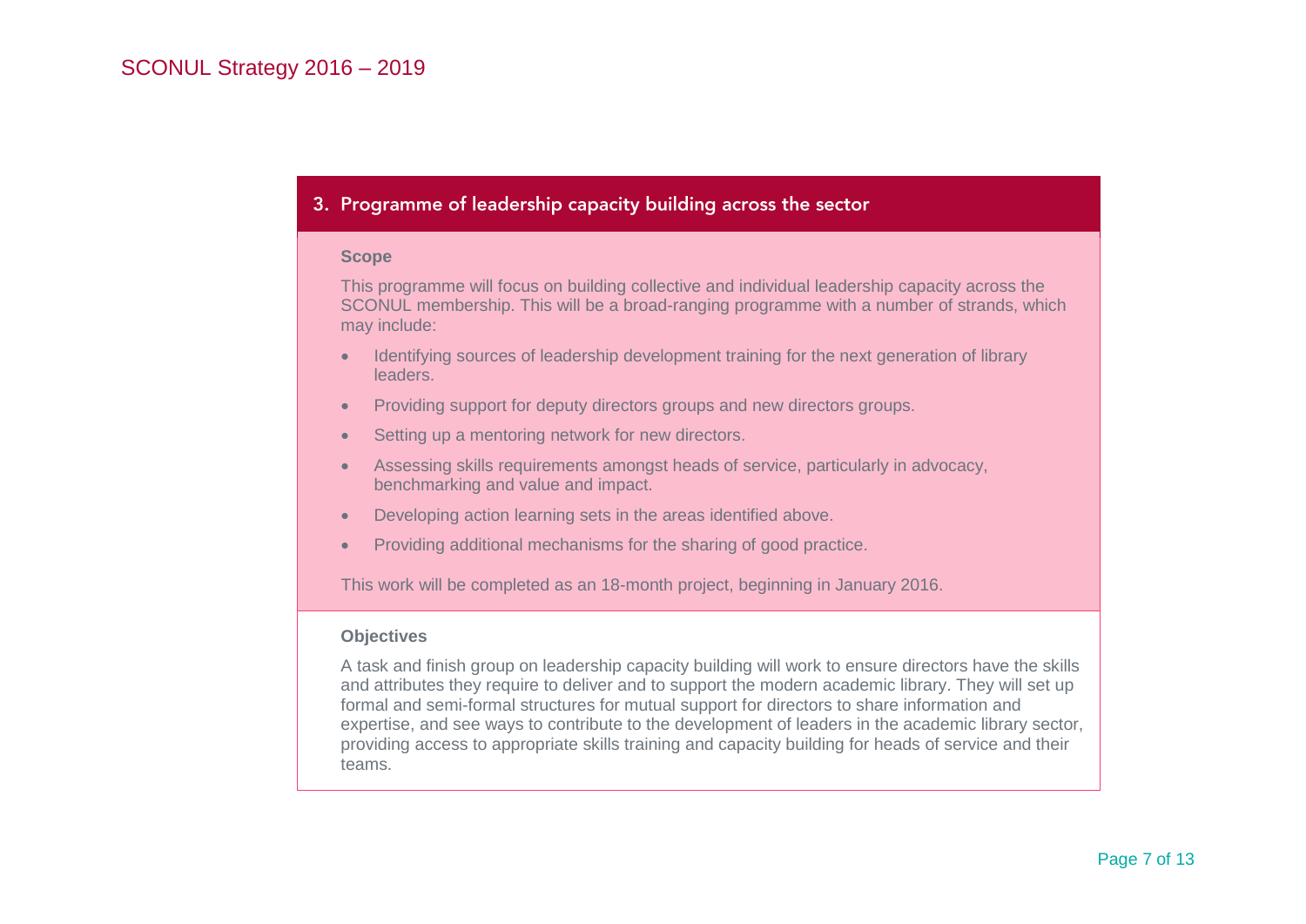## 3. Programme of leadership capacity building across the sector

**Scope**

This programme will focus on building collective and individual leadership capacity across the SCONUL membership. This will be a broad-ranging programme with a number of strands, which may include:

- Identifying sources of leadership development training for the next generation of library leaders.
- Providing support for deputy directors groups and new directors groups.
- Setting up a mentoring network for new directors.
- Assessing skills requirements amongst heads of service, particularly in advocacy, benchmarking and value and impact.
- Developing action learning sets in the areas identified above.
- Providing additional mechanisms for the sharing of good practice.

This work will be completed as an 18-month project, beginning in January 2016.

**Objectives**

A task and finish group on leadership capacity building will work to ensure directors have the skills and attributes they require to deliver and to support the modern academic library. They will set up formal and semi-formal structures for mutual support for directors to share information and expertise, and see ways to contribute to the development of leaders in the academic library sector, providing access to appropriate skills training and capacity building for heads of service and their teams.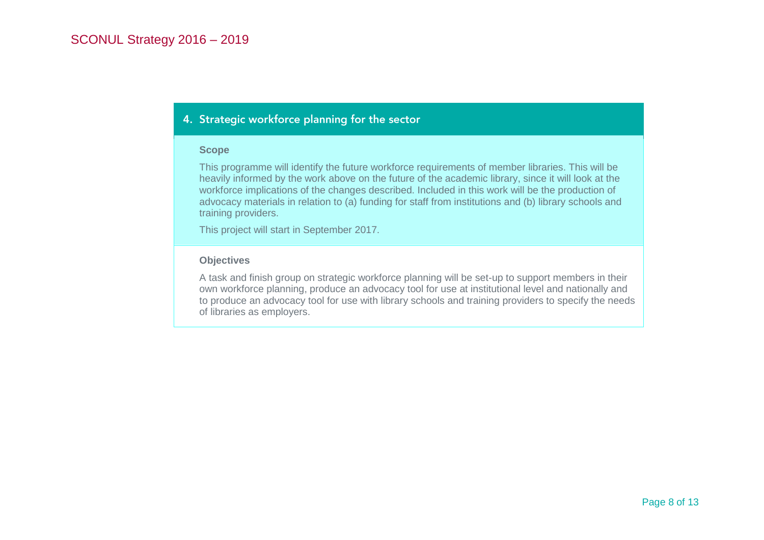## 4. Strategic workforce planning for the sector

### Scope

This programme will identify the future workforce requirements of member libraries. This will be heavily informed by the work above on the future of the academic library, since it will look at the workforce implications of the changes described. Included in this work will be the production of advocacy materials in relation to (a) funding for staff from institutions and (b) library schools and training providers.

This project will start in September 2017.

### Objectives

A task and finish group on strategic workforce planning will be set-up to support members in their own workforce planning, produce an advocacy tool for use at institutional level and nationally and to produce an advocacy tool for use with library schools and training providers to specify the needs of libraries as employers.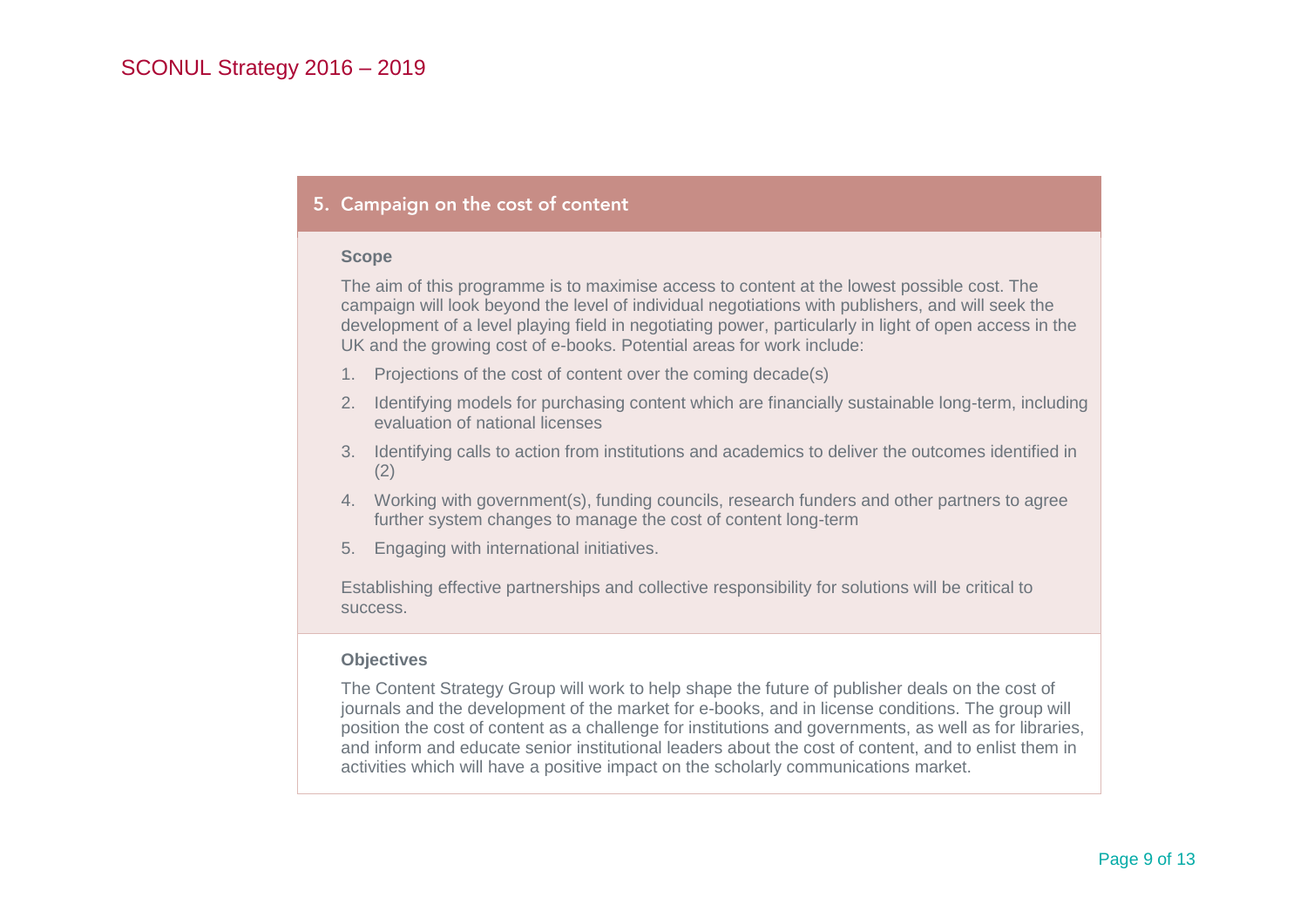## 5. Campaign on the cost of content

### Scope

The aim of this programme is to maximise access to content at the lowest possible cost. The campaign will look beyond the level of individual negotiations with publishers, and will seek the development of a level playing field in negotiating power, particularly in light of open access in the UK and the growing cost of e-books. Potential areas for work include:

1. Projections of the cost of content over the coming decade(s)
2. Identifying models for purchasing content which are financially sustainable long-term, including evaluation of national licenses
3. Identifying calls to action from institutions and academics to deliver the outcomes identified in (2)
4. Working with government(s), funding councils, research funders and other partners to agree further system changes to manage the cost of content long-term
5. Engaging with international initiatives.

Establishing effective partnerships and collective responsibility for solutions will be critical to success.

### Objectives

The Content Strategy Group will work to help shape the future of publisher deals on the cost of journals and the development of the market for e-books, and in license conditions. The group will position the cost of content as a challenge for institutions and governments, as well as for libraries, and inform and educate senior institutional leaders about the cost of content, and to enlist them in activities which will have a positive impact on the scholarly communications market.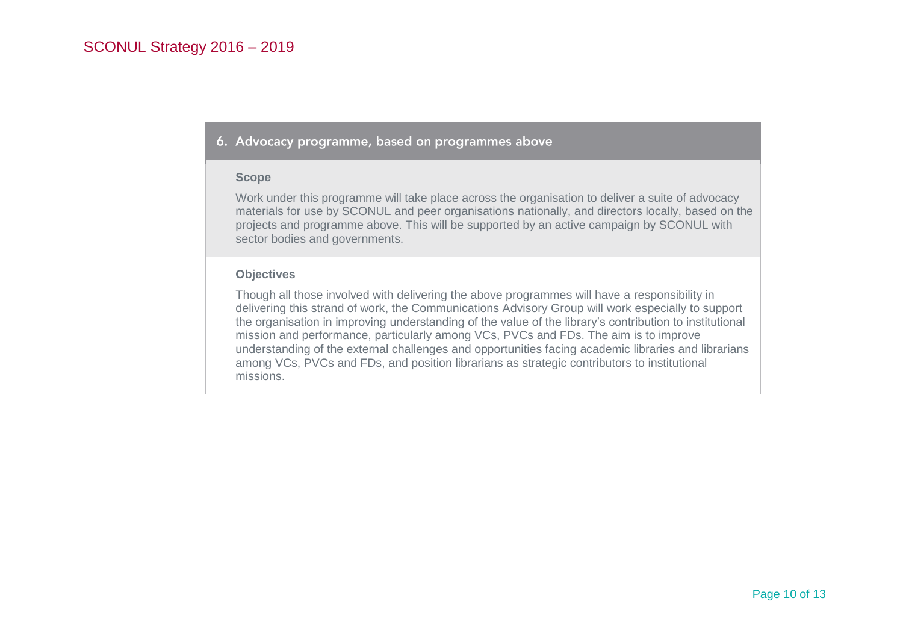## 6. Advocacy programme, based on programmes above

**Scope**

Work under this programme will take place across the organisation to deliver a suite of advocacy materials for use by SCONUL and peer organisations nationally, and directors locally, based on the projects and programme above. This will be supported by an active campaign by SCONUL with sector bodies and governments.

**Objectives**

Though all those involved with delivering the above programmes will have a responsibility in delivering this strand of work, the Communications Advisory Group will work especially to support the organisation in improving understanding of the value of the library's contribution to institutional mission and performance, particularly among VCs, PVCs and FDs. The aim is to improve understanding of the external challenges and opportunities facing academic libraries and librarians among VCs, PVCs and FDs, and position librarians as strategic contributors to institutional missions.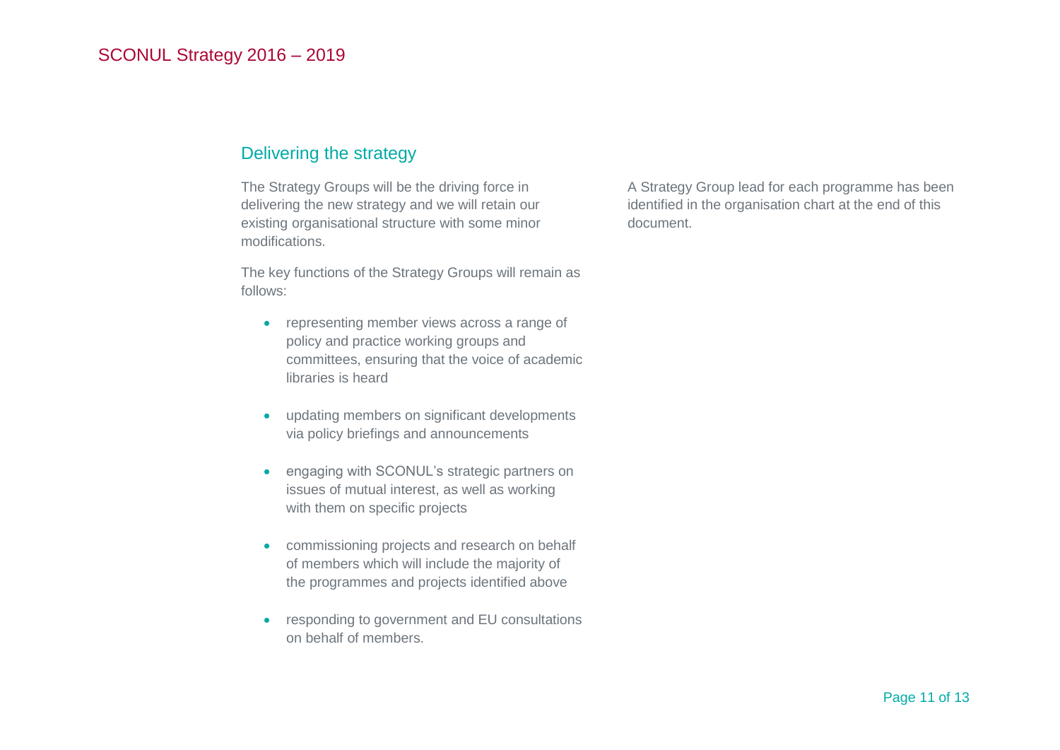## Delivering the strategy

The Strategy Groups will be the driving force in delivering the new strategy and we will retain our existing organisational structure with some minor modifications.

The key functions of the Strategy Groups will remain as follows:

- representing member views across a range of policy and practice working groups and committees, ensuring that the voice of academic libraries is heard
- updating members on significant developments via policy briefings and announcements
- engaging with SCONUL's strategic partners on issues of mutual interest, as well as working with them on specific projects
- commissioning projects and research on behalf of members which will include the majority of the programmes and projects identified above
- responding to government and EU consultations on behalf of members.

A Strategy Group lead for each programme has been identified in the organisation chart at the end of this document.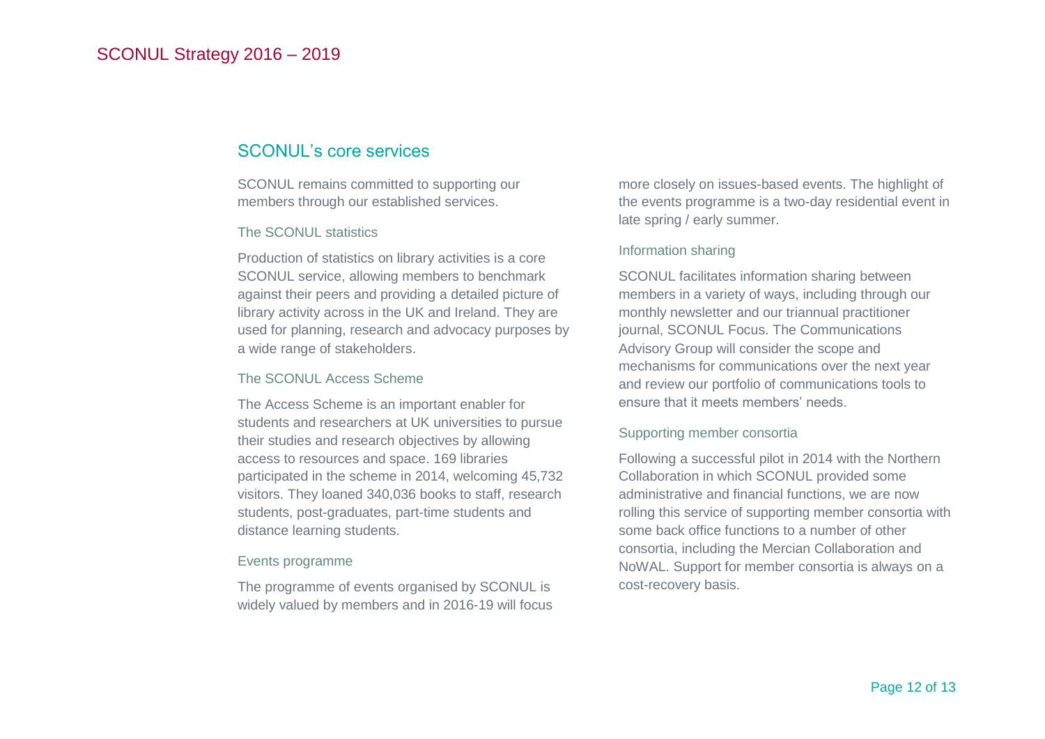## SCONUL's core services

SCONUL remains committed to supporting our members through our established services.

### The SCONUL statistics

Production of statistics on library activities is a core SCONUL service, allowing members to benchmark against their peers and providing a detailed picture of library activity across in the UK and Ireland. They are used for planning, research and advocacy purposes by a wide range of stakeholders.

### The SCONUL Access Scheme

The Access Scheme is an important enabler for students and researchers at UK universities to pursue their studies and research objectives by allowing access to resources and space. 169 libraries participated in the scheme in 2014, welcoming 45,732 visitors. They loaned 340,036 books to staff, research students, post-graduates, part-time students and distance learning students.

### Events programme

The programme of events organised by SCONUL is widely valued by members and in 2016-19 will focus more closely on issues-based events. The highlight of the events programme is a two-day residential event in late spring / early summer.

### Information sharing

SCONUL facilitates information sharing between members in a variety of ways, including through our monthly newsletter and our triannual practitioner journal, SCONUL Focus. The Communications Advisory Group will consider the scope and mechanisms for communications over the next year and review our portfolio of communications tools to ensure that it meets members' needs.

### Supporting member consortia

Following a successful pilot in 2014 with the Northern Collaboration in which SCONUL provided some administrative and financial functions, we are now rolling this service of supporting member consortia with some back office functions to a number of other consortia, including the Mercian Collaboration and NoWAL. Support for member consortia is always on a cost-recovery basis.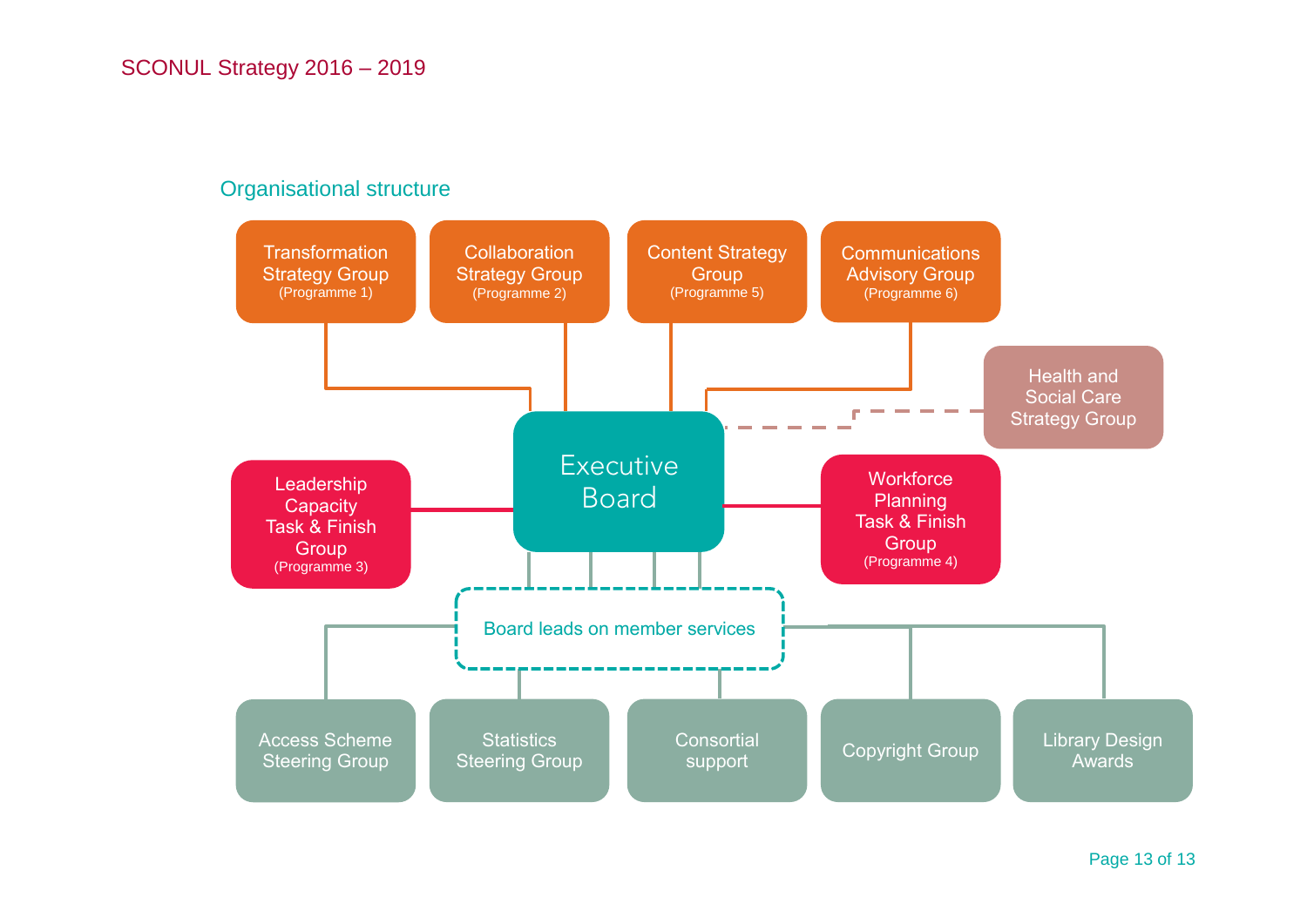## Organisational structure

Transformation Strategy Group (Programme 1)

Collaboration Strategy Group (Programme 2)

Content Strategy Group (Programme 5)

Communications Advisory Group (Programme 6)

Health and Social Care Strategy Group

Leadership Capacity Task & Finish Group (Programme 3)

Executive Board

Workforce Planning Task & Finish Group (Programme 4)

Board leads on member services

Access Scheme Steering Group

Statistics Steering Group

Consortial support

Copyright Group

Library Design Awards